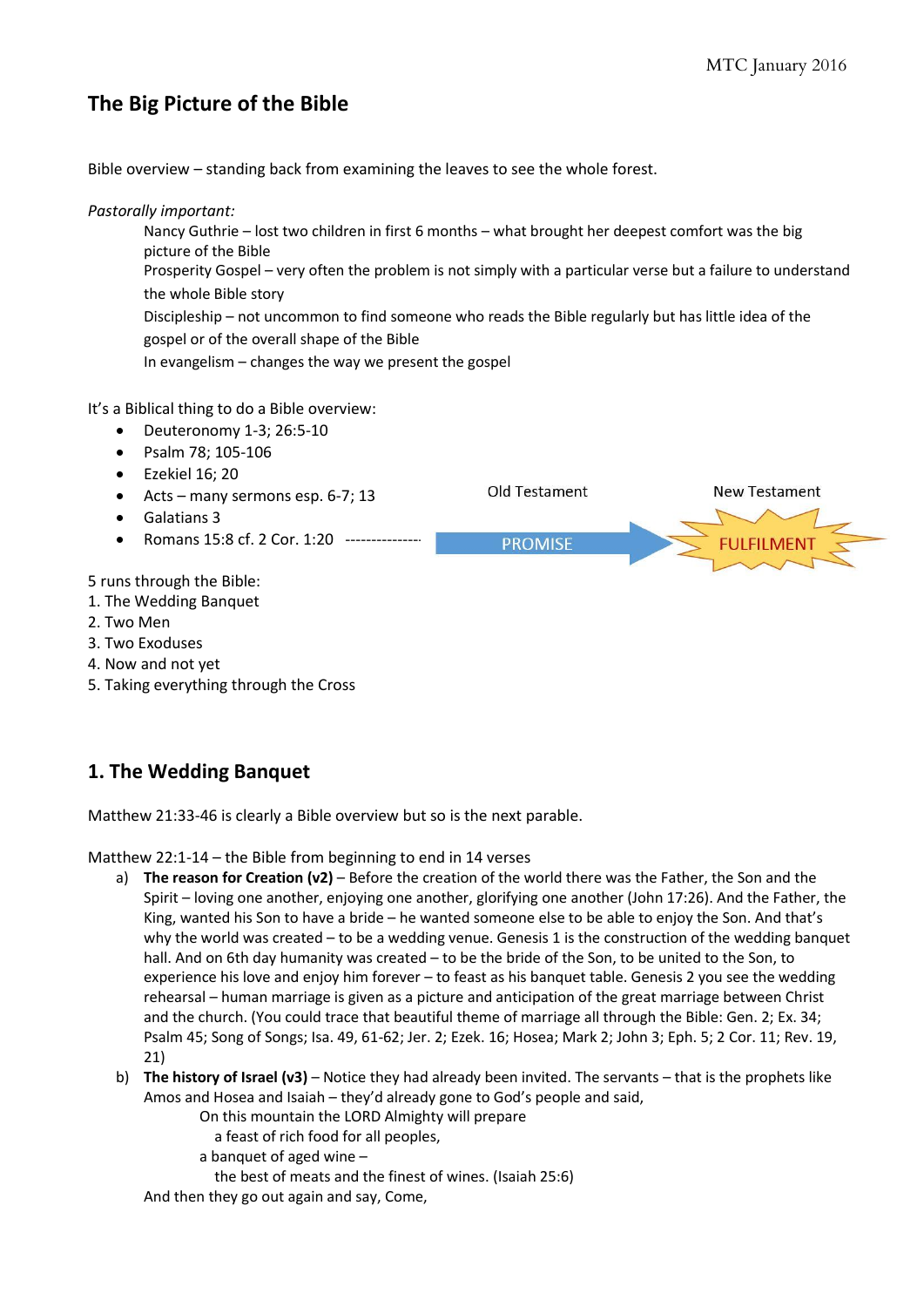MTC January 2016

# The Big Picture of the Bible

Bible overview – standing back from examining the leaves to see the whole forest.

*Pastorally important:*

Nancy Guthrie – lost two children in first 6 months – what brought her deepest comfort was the big picture of the Bible

Prosperity Gospel – very often the problem is not simply with a particular verse but a failure to understand the whole Bible story

Discipleship – not uncommon to find someone who reads the Bible regularly but has little idea of the gospel or of the overall shape of the Bible

In evangelism – changes the way we present the gospel

It's a Biblical thing to do a Bible overview:

- Deuteronomy 1-3; 26:5-10
- Psalm 78; 105-106
- Ezekiel 16; 20
- Acts – many sermons esp. 6-7; 13
- Galatians 3
- Romans 15:8 cf. 2 Cor. 1:20 --------------- PROMISE → FULFILMENT

Old Testament: PROMISE — New Testament: FULFILMENT

5 runs through the Bible:
1. The Wedding Banquet
2. Two Men
3. Two Exoduses
4. Now and not yet
5. Taking everything through the Cross

## 1. The Wedding Banquet

Matthew 21:33-46 is clearly a Bible overview but so is the next parable.

Matthew 22:1-14 – the Bible from beginning to end in 14 verses

a) **The reason for Creation (v2)** – Before the creation of the world there was the Father, the Son and the Spirit – loving one another, enjoying one another, glorifying one another (John 17:26). And the Father, the King, wanted his Son to have a bride – he wanted someone else to be able to enjoy the Son. And that's why the world was created – to be a wedding venue. Genesis 1 is the construction of the wedding banquet hall. And on 6th day humanity was created – to be the bride of the Son, to be united to the Son, to experience his love and enjoy him forever – to feast as his banquet table. Genesis 2 you see the wedding rehearsal – human marriage is given as a picture and anticipation of the great marriage between Christ and the church. (You could trace that beautiful theme of marriage all through the Bible: Gen. 2; Ex. 34; Psalm 45; Song of Songs; Isa. 49, 61-62; Jer. 2; Ezek. 16; Hosea; Mark 2; John 3; Eph. 5; 2 Cor. 11; Rev. 19, 21)

b) **The history of Israel (v3)** – Notice they had already been invited. The servants – that is the prophets like Amos and Hosea and Isaiah – they'd already gone to God's people and said,

   On this mountain the LORD Almighty will prepare
   a feast of rich food for all peoples,
   a banquet of aged wine –
   the best of meats and the finest of wines. (Isaiah 25:6)

   And then they go out again and say, Come,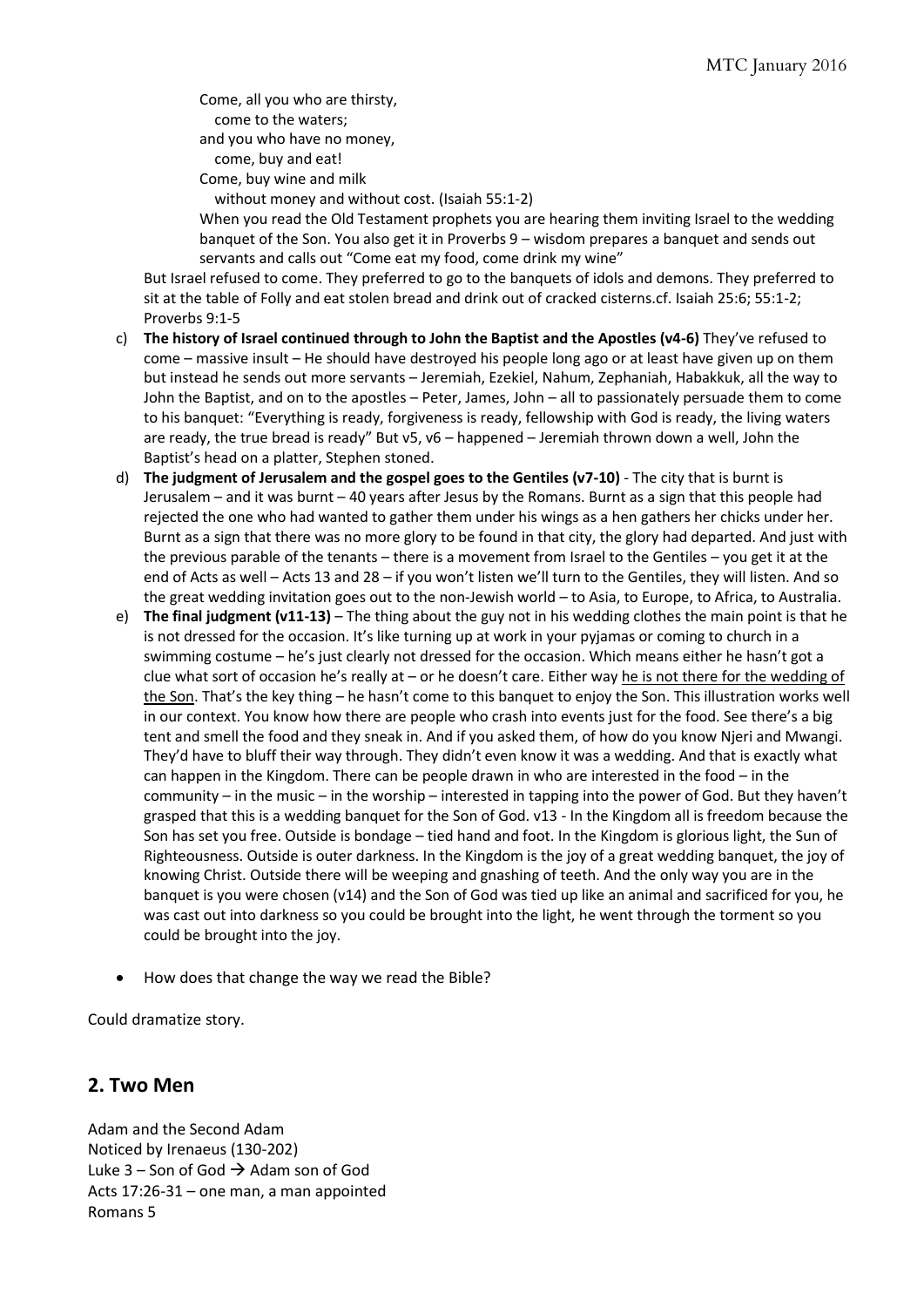Come, all you who are thirsty,
  come to the waters;
and you who have no money,
  come, buy and eat!
Come, buy wine and milk
  without money and without cost. (Isaiah 55:1-2)

When you read the Old Testament prophets you are hearing them inviting Israel to the wedding banquet of the Son. You also get it in Proverbs 9 – wisdom prepares a banquet and sends out servants and calls out "Come eat my food, come drink my wine"

But Israel refused to come. They preferred to go to the banquets of idols and demons. They preferred to sit at the table of Folly and eat stolen bread and drink out of cracked cisterns.cf. Isaiah 25:6; 55:1-2; Proverbs 9:1-5

c) **The history of Israel continued through to John the Baptist and the Apostles (v4-6)** They've refused to come – massive insult – He should have destroyed his people long ago or at least have given up on them but instead he sends out more servants – Jeremiah, Ezekiel, Nahum, Zephaniah, Habakkuk, all the way to John the Baptist, and on to the apostles – Peter, James, John – all to passionately persuade them to come to his banquet: "Everything is ready, forgiveness is ready, fellowship with God is ready, the living waters are ready, the true bread is ready" But v5, v6 – happened – Jeremiah thrown down a well, John the Baptist's head on a platter, Stephen stoned.
d) **The judgment of Jerusalem and the gospel goes to the Gentiles (v7-10)** - The city that is burnt is Jerusalem – and it was burnt – 40 years after Jesus by the Romans. Burnt as a sign that this people had rejected the one who had wanted to gather them under his wings as a hen gathers her chicks under her. Burnt as a sign that there was no more glory to be found in that city, the glory had departed. And just with the previous parable of the tenants – there is a movement from Israel to the Gentiles – you get it at the end of Acts as well – Acts 13 and 28 – if you won't listen we'll turn to the Gentiles, they will listen. And so the great wedding invitation goes out to the non-Jewish world – to Asia, to Europe, to Africa, to Australia.
e) **The final judgment (v11-13)** – The thing about the guy not in his wedding clothes the main point is that he is not dressed for the occasion. It's like turning up at work in your pyjamas or coming to church in a swimming costume – he's just clearly not dressed for the occasion. Which means either he hasn't got a clue what sort of occasion he's really at – or he doesn't care. Either way <u>he is not there for the wedding of the Son</u>. That's the key thing – he hasn't come to this banquet to enjoy the Son. This illustration works well in our context. You know how there are people who crash into events just for the food. See there's a big tent and smell the food and they sneak in. And if you asked them, of how do you know Njeri and Mwangi. They'd have to bluff their way through. They didn't even know it was a wedding. And that is exactly what can happen in the Kingdom. There can be people drawn in who are interested in the food – in the community – in the music – in the worship – interested in tapping into the power of God. But they haven't grasped that this is a wedding banquet for the Son of God. v13 - In the Kingdom all is freedom because the Son has set you free. Outside is bondage – tied hand and foot. In the Kingdom is glorious light, the Sun of Righteousness. Outside is outer darkness. In the Kingdom is the joy of a great wedding banquet, the joy of knowing Christ. Outside there will be weeping and gnashing of teeth. And the only way you are in the banquet is you were chosen (v14) and the Son of God was tied up like an animal and sacrificed for you, he was cast out into darkness so you could be brought into the light, he went through the torment so you could be brought into the joy.

- How does that change the way we read the Bible?

Could dramatize story.

## 2. Two Men

Adam and the Second Adam
Noticed by Irenaeus (130-202)
Luke 3 – Son of God → Adam son of God
Acts 17:26-31 – one man, a man appointed
Romans 5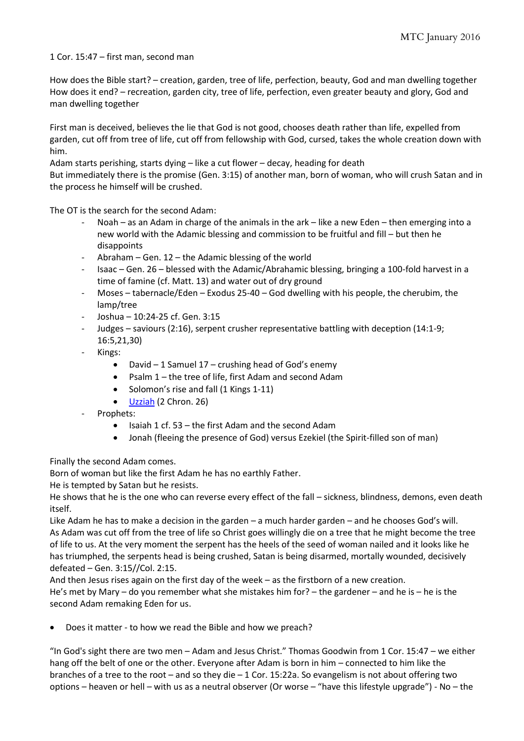1 Cor. 15:47 – first man, second man

How does the Bible start? – creation, garden, tree of life, perfection, beauty, God and man dwelling together
How does it end? – recreation, garden city, tree of life, perfection, even greater beauty and glory, God and man dwelling together

First man is deceived, believes the lie that God is not good, chooses death rather than life, expelled from garden, cut off from tree of life, cut off from fellowship with God, cursed, takes the whole creation down with him.
Adam starts perishing, starts dying – like a cut flower – decay, heading for death
But immediately there is the promise (Gen. 3:15) of another man, born of woman, who will crush Satan and in the process he himself will be crushed.

The OT is the search for the second Adam:

- Noah – as an Adam in charge of the animals in the ark – like a new Eden – then emerging into a new world with the Adamic blessing and commission to be fruitful and fill – but then he disappoints
- Abraham – Gen. 12 – the Adamic blessing of the world
- Isaac – Gen. 26 – blessed with the Adamic/Abrahamic blessing, bringing a 100-fold harvest in a time of famine (cf. Matt. 13) and water out of dry ground
- Moses – tabernacle/Eden – Exodus 25-40 – God dwelling with his people, the cherubim, the lamp/tree
- Joshua – 10:24-25 cf. Gen. 3:15
- Judges – saviours (2:16), serpent crusher representative battling with deception (14:1-9; 16:5,21,30)
- Kings:
  - David – 1 Samuel 17 – crushing head of God's enemy
  - Psalm 1 – the tree of life, first Adam and second Adam
  - Solomon's rise and fall (1 Kings 1-11)
  - Uzziah (2 Chron. 26)
- Prophets:
  - Isaiah 1 cf. 53 – the first Adam and the second Adam
  - Jonah (fleeing the presence of God) versus Ezekiel (the Spirit-filled son of man)

Finally the second Adam comes.
Born of woman but like the first Adam he has no earthly Father.
He is tempted by Satan but he resists.
He shows that he is the one who can reverse every effect of the fall – sickness, blindness, demons, even death itself.
Like Adam he has to make a decision in the garden – a much harder garden – and he chooses God's will.
As Adam was cut off from the tree of life so Christ goes willingly die on a tree that he might become the tree of life to us. At the very moment the serpent has the heels of the seed of woman nailed and it looks like he has triumphed, the serpents head is being crushed, Satan is being disarmed, mortally wounded, decisively defeated – Gen. 3:15//Col. 2:15.
And then Jesus rises again on the first day of the week – as the firstborn of a new creation.
He's met by Mary – do you remember what she mistakes him for? – the gardener – and he is – he is the second Adam remaking Eden for us.

- Does it matter - to how we read the Bible and how we preach?

"In God's sight there are two men – Adam and Jesus Christ." Thomas Goodwin from 1 Cor. 15:47 – we either hang off the belt of one or the other. Everyone after Adam is born in him – connected to him like the branches of a tree to the root – and so they die – 1 Cor. 15:22a. So evangelism is not about offering two options – heaven or hell – with us as a neutral observer (Or worse – "have this lifestyle upgrade") - No – the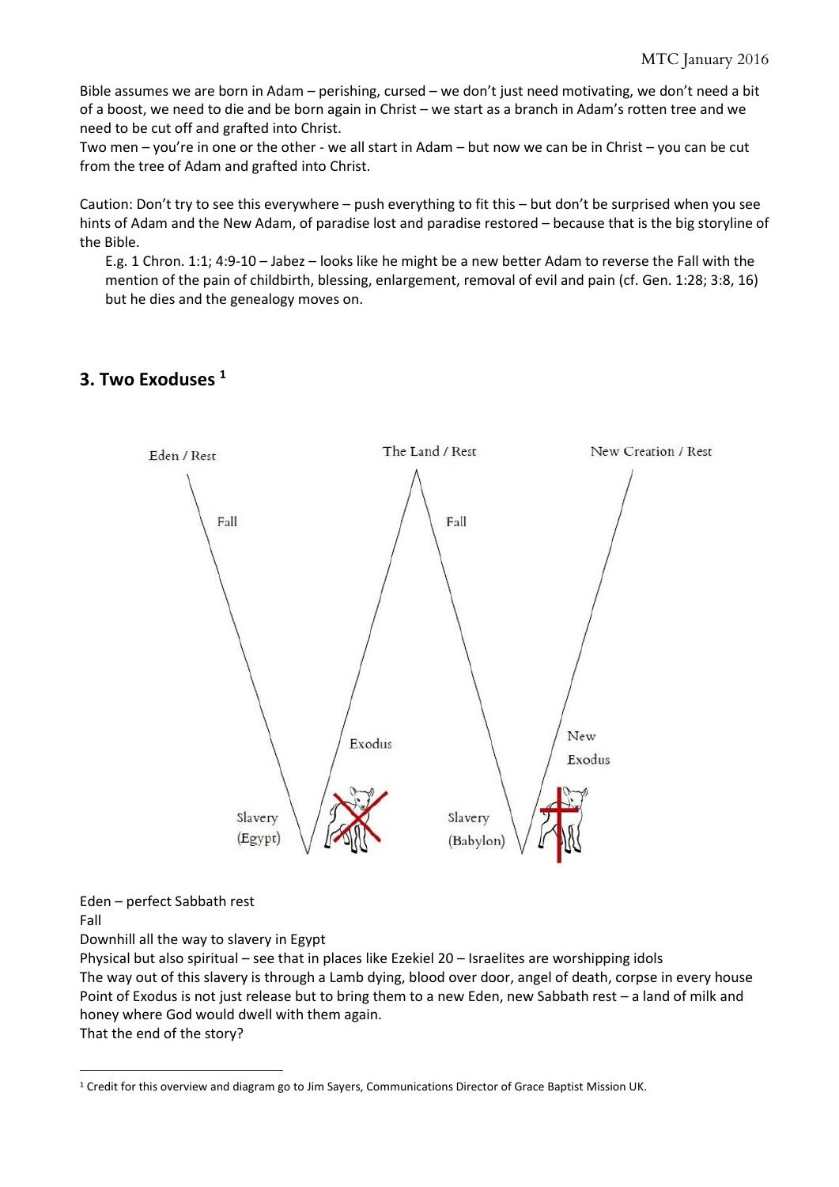Bible assumes we are born in Adam – perishing, cursed – we don't just need motivating, we don't need a bit of a boost, we need to die and be born again in Christ – we start as a branch in Adam's rotten tree and we need to be cut off and grafted into Christ.
Two men – you're in one or the other - we all start in Adam – but now we can be in Christ – you can be cut from the tree of Adam and grafted into Christ.

Caution: Don't try to see this everywhere – push everything to fit this – but don't be surprised when you see hints of Adam and the New Adam, of paradise lost and paradise restored – because that is the big storyline of the Bible.

> E.g. 1 Chron. 1:1; 4:9-10 – Jabez – looks like he might be a new better Adam to reverse the Fall with the mention of the pain of childbirth, blessing, enlargement, removal of evil and pain (cf. Gen. 1:28; 3:8, 16) but he dies and the genealogy moves on.

## 3. Two Exoduses [1]

Eden – perfect Sabbath rest
Fall
Downhill all the way to slavery in Egypt
Physical but also spiritual – see that in places like Ezekiel 20 – Israelites are worshipping idols
The way out of this slavery is through a Lamb dying, blood over door, angel of death, corpse in every house
Point of Exodus is not just release but to bring them to a new Eden, new Sabbath rest – a land of milk and honey where God would dwell with them again.
That the end of the story?

---

[1] Credit for this overview and diagram go to Jim Sayers, Communications Director of Grace Baptist Mission UK.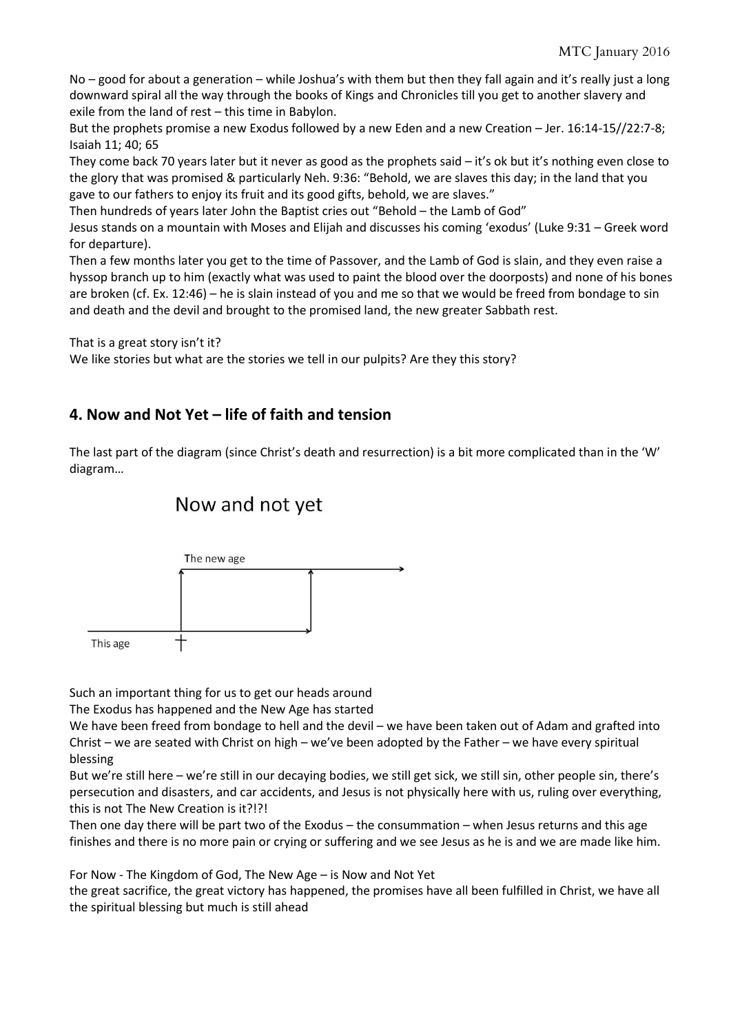No – good for about a generation – while Joshua's with them but then they fall again and it's really just a long downward spiral all the way through the books of Kings and Chronicles till you get to another slavery and exile from the land of rest – this time in Babylon.

But the prophets promise a new Exodus followed by a new Eden and a new Creation – Jer. 16:14-15//22:7-8; Isaiah 11; 40; 65

They come back 70 years later but it never as good as the prophets said – it's ok but it's nothing even close to the glory that was promised & particularly Neh. 9:36: "Behold, we are slaves this day; in the land that you gave to our fathers to enjoy its fruit and its good gifts, behold, we are slaves."

Then hundreds of years later John the Baptist cries out "Behold – the Lamb of God"

Jesus stands on a mountain with Moses and Elijah and discusses his coming 'exodus' (Luke 9:31 – Greek word for departure).

Then a few months later you get to the time of Passover, and the Lamb of God is slain, and they even raise a hyssop branch up to him (exactly what was used to paint the blood over the doorposts) and none of his bones are broken (cf. Ex. 12:46) – he is slain instead of you and me so that we would be freed from bondage to sin and death and the devil and brought to the promised land, the new greater Sabbath rest.

That is a great story isn't it?

We like stories but what are the stories we tell in our pulpits? Are they this story?

## 4. Now and Not Yet – life of faith and tension

The last part of the diagram (since Christ's death and resurrection) is a bit more complicated than in the 'W' diagram…

Now and not yet

The new age

This age

Such an important thing for us to get our heads around

The Exodus has happened and the New Age has started

We have been freed from bondage to hell and the devil – we have been taken out of Adam and grafted into Christ – we are seated with Christ on high – we've been adopted by the Father – we have every spiritual blessing

But we're still here – we're still in our decaying bodies, we still get sick, we still sin, other people sin, there's persecution and disasters, and car accidents, and Jesus is not physically here with us, ruling over everything, this is not The New Creation is it?!?!

Then one day there will be part two of the Exodus – the consummation – when Jesus returns and this age finishes and there is no more pain or crying or suffering and we see Jesus as he is and we are made like him.

For Now - The Kingdom of God, The New Age – is Now and Not Yet

the great sacrifice, the great victory has happened, the promises have all been fulfilled in Christ, we have all the spiritual blessing but much is still ahead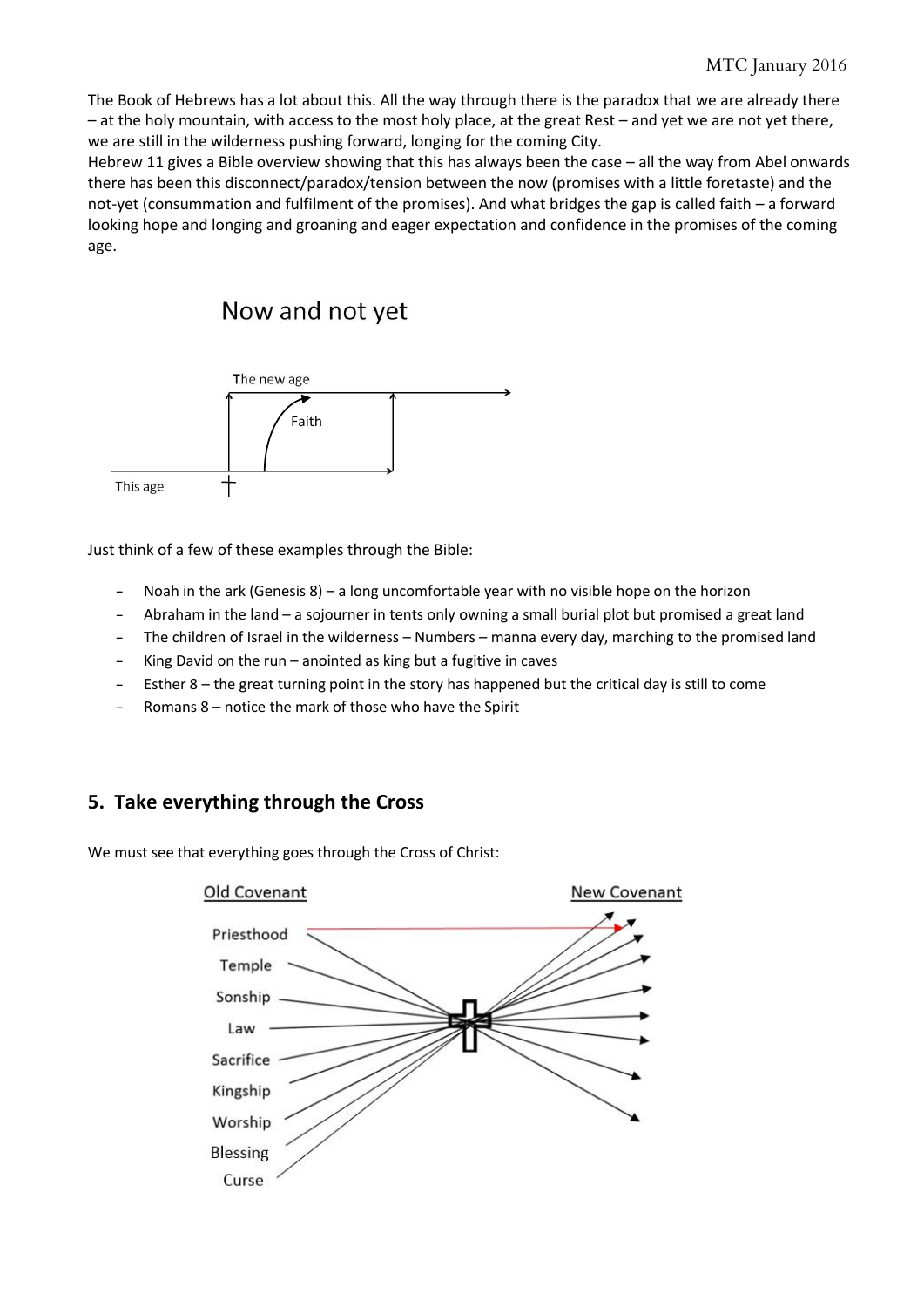The Book of Hebrews has a lot about this. All the way through there is the paradox that we are already there – at the holy mountain, with access to the most holy place, at the great Rest – and yet we are not yet there, we are still in the wilderness pushing forward, longing for the coming City.
Hebrew 11 gives a Bible overview showing that this has always been the case – all the way from Abel onwards there has been this disconnect/paradox/tension between the now (promises with a little foretaste) and the not-yet (consummation and fulfilment of the promises). And what bridges the gap is called faith – a forward looking hope and longing and groaning and eager expectation and confidence in the promises of the coming age.

Now and not yet

The new age

Faith

This age

Just think of a few of these examples through the Bible:

- Noah in the ark (Genesis 8) – a long uncomfortable year with no visible hope on the horizon
- Abraham in the land – a sojourner in tents only owning a small burial plot but promised a great land
- The children of Israel in the wilderness – Numbers – manna every day, marching to the promised land
- King David on the run – anointed as king but a fugitive in caves
- Esther 8 – the great turning point in the story has happened but the critical day is still to come
- Romans 8 – notice the mark of those who have the Spirit

## 5. Take everything through the Cross

We must see that everything goes through the Cross of Christ:

Old Covenant

Priesthood
Temple
Sonship
Law
Sacrifice
Kingship
Worship
Blessing
Curse

New Covenant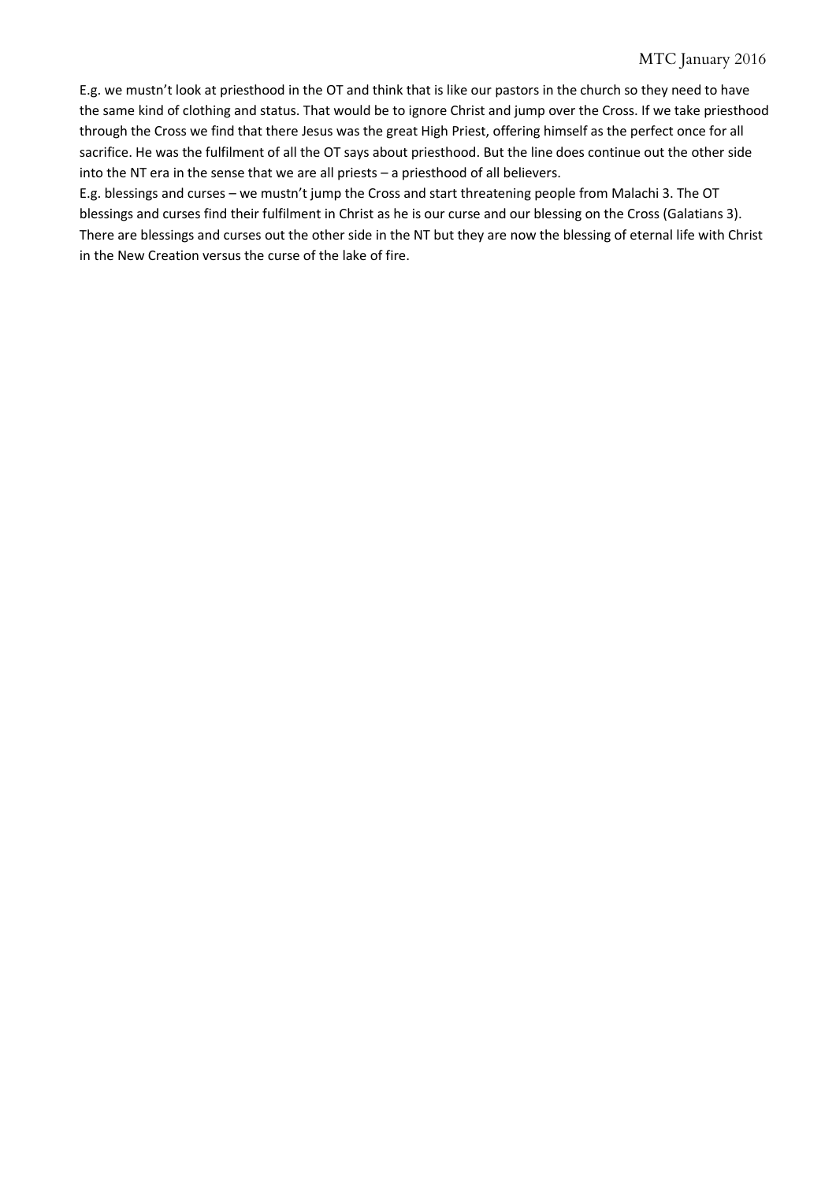E.g. we mustn't look at priesthood in the OT and think that is like our pastors in the church so they need to have the same kind of clothing and status. That would be to ignore Christ and jump over the Cross. If we take priesthood through the Cross we find that there Jesus was the great High Priest, offering himself as the perfect once for all sacrifice. He was the fulfilment of all the OT says about priesthood. But the line does continue out the other side into the NT era in the sense that we are all priests – a priesthood of all believers.

E.g. blessings and curses – we mustn't jump the Cross and start threatening people from Malachi 3. The OT blessings and curses find their fulfilment in Christ as he is our curse and our blessing on the Cross (Galatians 3). There are blessings and curses out the other side in the NT but they are now the blessing of eternal life with Christ in the New Creation versus the curse of the lake of fire.